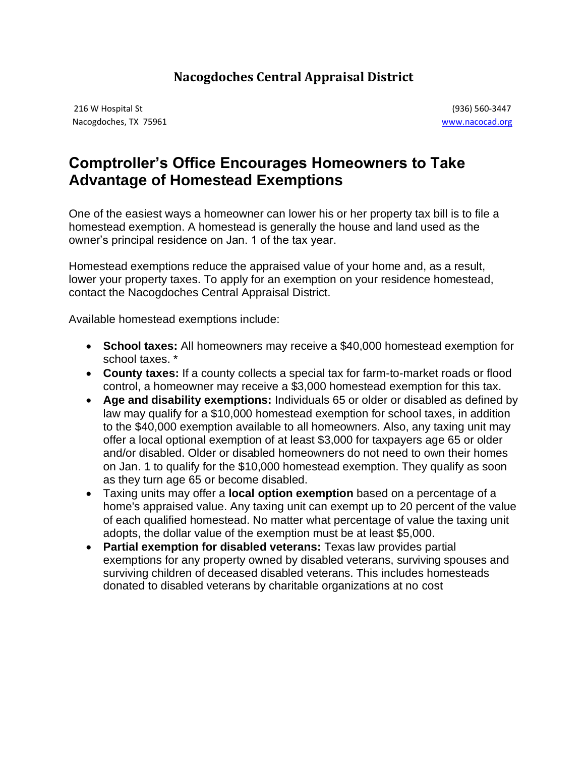# Nacogdoches Central Appraisal District

216 W Hospital St
Nacogdoches, TX 75961

(936) 560-3447
www.nacocad.org

## Comptroller's Office Encourages Homeowners to Take Advantage of Homestead Exemptions

One of the easiest ways a homeowner can lower his or her property tax bill is to file a homestead exemption. A homestead is generally the house and land used as the owner's principal residence on Jan. 1 of the tax year.

Homestead exemptions reduce the appraised value of your home and, as a result, lower your property taxes. To apply for an exemption on your residence homestead, contact the Nacogdoches Central Appraisal District.

Available homestead exemptions include:

- **School taxes:** All homeowners may receive a $40,000 homestead exemption for school taxes. *
- **County taxes:** If a county collects a special tax for farm-to-market roads or flood control, a homeowner may receive a $3,000 homestead exemption for this tax.
- **Age and disability exemptions:** Individuals 65 or older or disabled as defined by law may qualify for a $10,000 homestead exemption for school taxes, in addition to the $40,000 exemption available to all homeowners. Also, any taxing unit may offer a local optional exemption of at least $3,000 for taxpayers age 65 or older and/or disabled. Older or disabled homeowners do not need to own their homes on Jan. 1 to qualify for the $10,000 homestead exemption. They qualify as soon as they turn age 65 or become disabled.
- Taxing units may offer a **local option exemption** based on a percentage of a home's appraised value. Any taxing unit can exempt up to 20 percent of the value of each qualified homestead. No matter what percentage of value the taxing unit adopts, the dollar value of the exemption must be at least $5,000.
- **Partial exemption for disabled veterans:** Texas law provides partial exemptions for any property owned by disabled veterans, surviving spouses and surviving children of deceased disabled veterans. This includes homesteads donated to disabled veterans by charitable organizations at no cost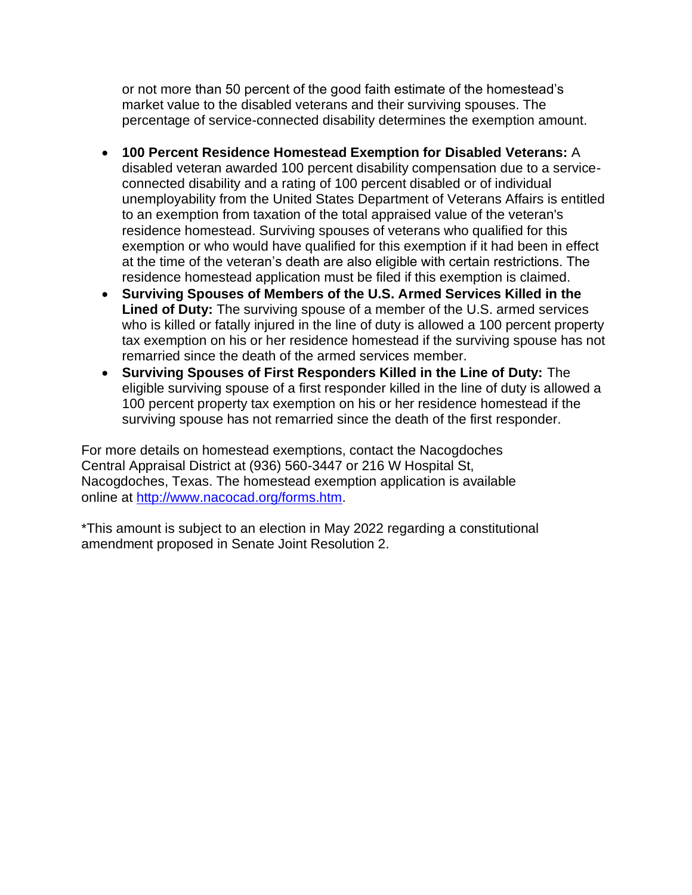or not more than 50 percent of the good faith estimate of the homestead's market value to the disabled veterans and their surviving spouses. The percentage of service-connected disability determines the exemption amount.

- **100 Percent Residence Homestead Exemption for Disabled Veterans:** A disabled veteran awarded 100 percent disability compensation due to a service-connected disability and a rating of 100 percent disabled or of individual unemployability from the United States Department of Veterans Affairs is entitled to an exemption from taxation of the total appraised value of the veteran's residence homestead. Surviving spouses of veterans who qualified for this exemption or who would have qualified for this exemption if it had been in effect at the time of the veteran's death are also eligible with certain restrictions. The residence homestead application must be filed if this exemption is claimed.
- **Surviving Spouses of Members of the U.S. Armed Services Killed in the Lined of Duty:** The surviving spouse of a member of the U.S. armed services who is killed or fatally injured in the line of duty is allowed a 100 percent property tax exemption on his or her residence homestead if the surviving spouse has not remarried since the death of the armed services member.
- **Surviving Spouses of First Responders Killed in the Line of Duty:** The eligible surviving spouse of a first responder killed in the line of duty is allowed a 100 percent property tax exemption on his or her residence homestead if the surviving spouse has not remarried since the death of the first responder.

For more details on homestead exemptions, contact the Nacogdoches Central Appraisal District at (936) 560-3447 or 216 W Hospital St, Nacogdoches, Texas. The homestead exemption application is available online at [http://www.nacocad.org/forms.htm](http://www.nacocad.org/forms.htm).

*This amount is subject to an election in May 2022 regarding a constitutional amendment proposed in Senate Joint Resolution 2.